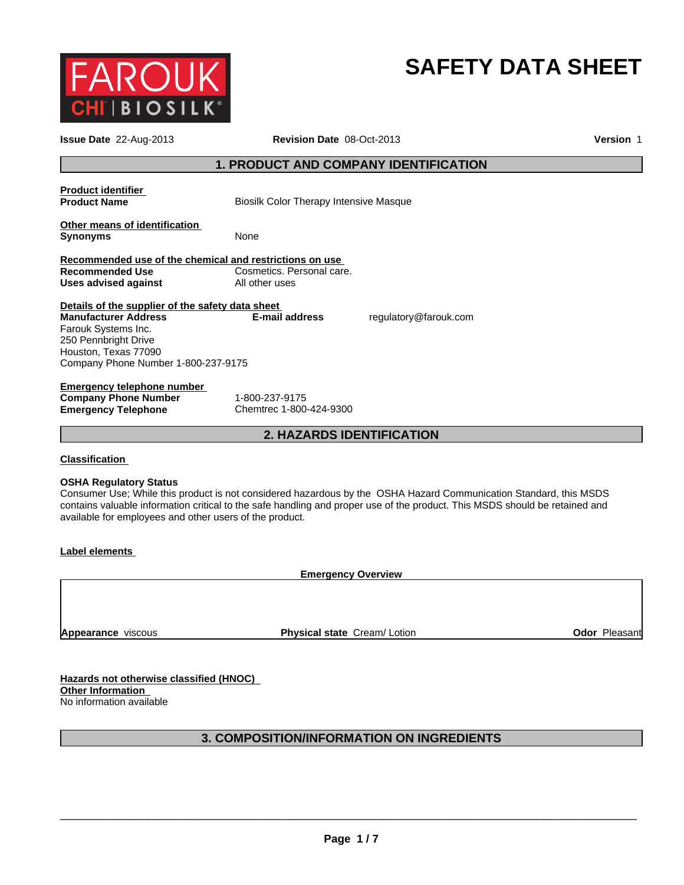FAROUK CHI | BIOSILK

# SAFETY DATA SHEET

**Issue Date** 22-Aug-2013 **Revision Date** 08-Oct-2013 **Version** 1

## 1. PRODUCT AND COMPANY IDENTIFICATION

**Product identifier**

**Product Name** Biosilk Color Therapy Intensive Masque

**Other means of identification**

**Synonyms** None

**Recommended use of the chemical and restrictions on use**

**Recommended Use** Cosmetics. Personal care.

**Uses advised against** All other uses

**Details of the supplier of the safety data sheet**

**Manufacturer Address**
Farouk Systems Inc.
250 Pennbright Drive
Houston, Texas 77090
Company Phone Number 1-800-237-9175

**E-mail address** regulatory@farouk.com

**Emergency telephone number**

**Company Phone Number** 1-800-237-9175

**Emergency Telephone** Chemtrec 1-800-424-9300

## 2. HAZARDS IDENTIFICATION

**Classification**

**OSHA Regulatory Status**

Consumer Use; While this product is not considered hazardous by the OSHA Hazard Communication Standard, this MSDS contains valuable information critical to the safe handling and proper use of the product. This MSDS should be retained and available for employees and other users of the product.

**Label elements**

**Emergency Overview**

**Appearance** viscous **Physical state** Cream/ Lotion **Odor** Pleasant

**Hazards not otherwise classified (HNOC)**

**Other Information**

No information available

## 3. COMPOSITION/INFORMATION ON INGREDIENTS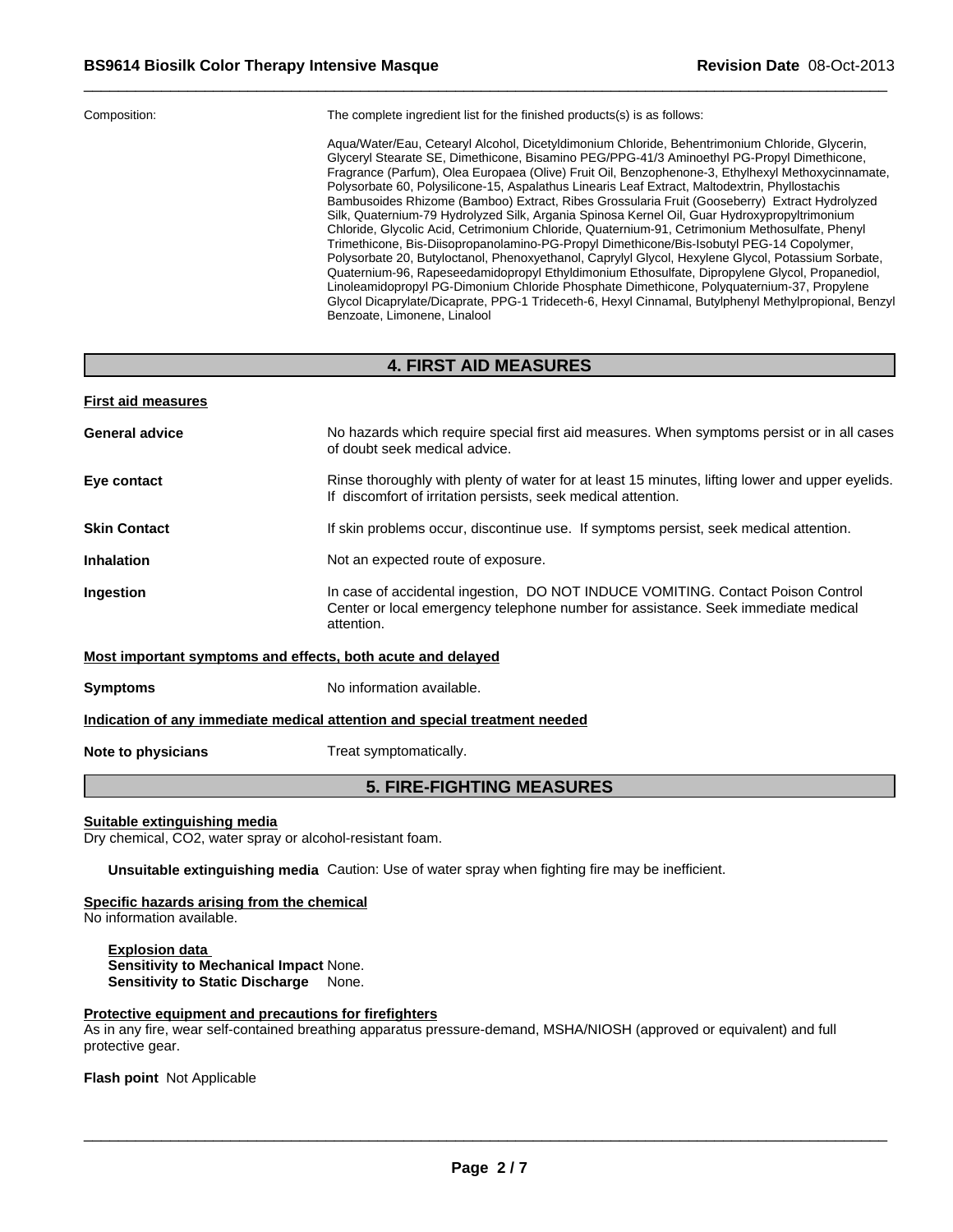Composition: The complete ingredient list for the finished products(s) is as follows:

Aqua/Water/Eau, Cetearyl Alcohol, Dicetyldimonium Chloride, Behentrimonium Chloride, Glycerin, Glyceryl Stearate SE, Dimethicone, Bisamino PEG/PPG-41/3 Aminoethyl PG-Propyl Dimethicone, Fragrance (Parfum), Olea Europaea (Olive) Fruit Oil, Benzophenone-3, Ethylhexyl Methoxycinnamate, Polysorbate 60, Polysilicone-15, Aspalathus Linearis Leaf Extract, Maltodextrin, Phyllostachis Bambusoides Rhizome (Bamboo) Extract, Ribes Grossularia Fruit (Gooseberry) Extract Hydrolyzed Silk, Quaternium-79 Hydrolyzed Silk, Argania Spinosa Kernel Oil, Guar Hydroxypropyltrimonium Chloride, Glycolic Acid, Cetrimonium Chloride, Quaternium-91, Cetrimonium Methosulfate, Phenyl Trimethicone, Bis-Diisopropanolamino-PG-Propyl Dimethicone/Bis-Isobutyl PEG-14 Copolymer, Polysorbate 20, Butyloctanol, Phenoxyethanol, Caprylyl Glycol, Hexylene Glycol, Potassium Sorbate, Quaternium-96, Rapeseedamidopropyl Ethyldimonium Ethosulfate, Dipropylene Glycol, Propanediol, Linoleamidopropyl PG-Dimonium Chloride Phosphate Dimethicone, Polyquaternium-37, Propylene Glycol Dicaprylate/Dicaprate, PPG-1 Trideceth-6, Hexyl Cinnamal, Butylphenyl Methylpropional, Benzyl Benzoate, Limonene, Linalool

## 4. FIRST AID MEASURES

**First aid measures**

**General advice** No hazards which require special first aid measures. When symptoms persist or in all cases of doubt seek medical advice.

**Eye contact** Rinse thoroughly with plenty of water for at least 15 minutes, lifting lower and upper eyelids. If discomfort of irritation persists, seek medical attention.

**Skin Contact** If skin problems occur, discontinue use. If symptoms persist, seek medical attention.

**Inhalation** Not an expected route of exposure.

**Ingestion** In case of accidental ingestion, DO NOT INDUCE VOMITING. Contact Poison Control Center or local emergency telephone number for assistance. Seek immediate medical attention.

**Most important symptoms and effects, both acute and delayed**

**Symptoms** No information available.

**Indication of any immediate medical attention and special treatment needed**

**Note to physicians** Treat symptomatically.

## 5. FIRE-FIGHTING MEASURES

**Suitable extinguishing media**
Dry chemical, $CO_2$, water spray or alcohol-resistant foam.

**Unsuitable extinguishing media** Caution: Use of water spray when fighting fire may be inefficient.

**Specific hazards arising from the chemical**
No information available.

**Explosion data**
**Sensitivity to Mechanical Impact** None.
**Sensitivity to Static Discharge** None.

**Protective equipment and precautions for firefighters**
As in any fire, wear self-contained breathing apparatus pressure-demand, MSHA/NIOSH (approved or equivalent) and full protective gear.

**Flash point** Not Applicable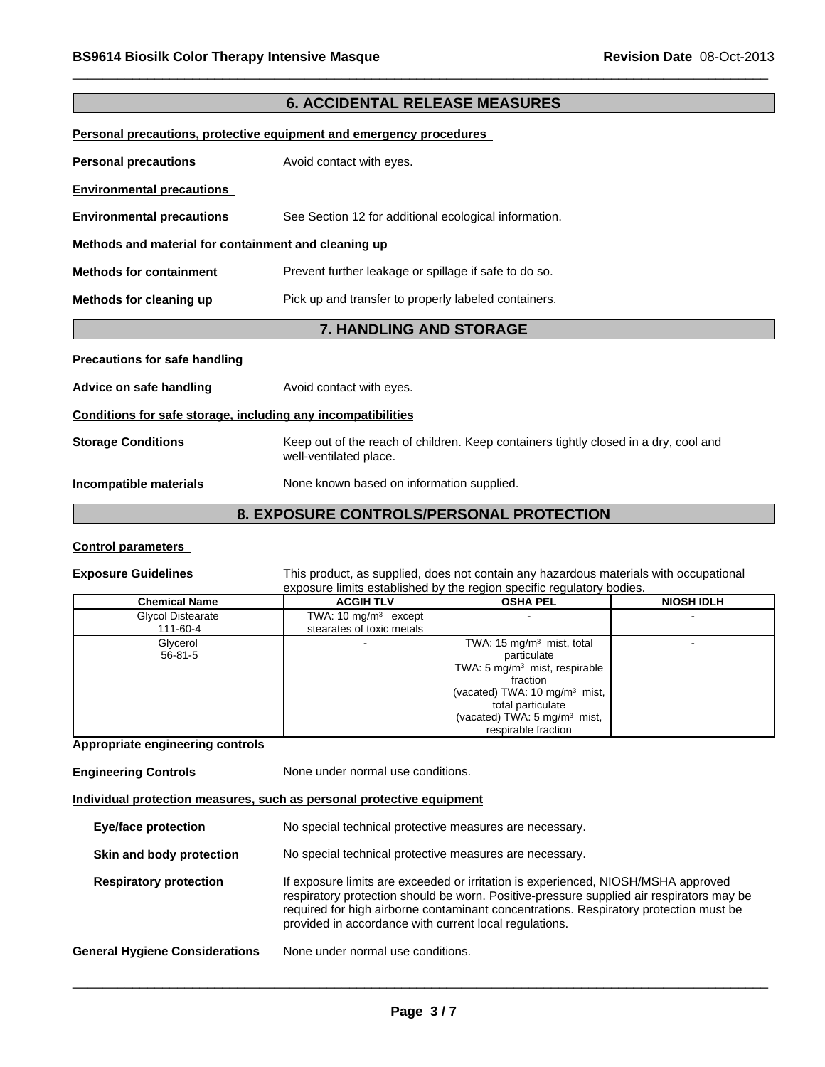## 6. ACCIDENTAL RELEASE MEASURES

**Personal precautions, protective equipment and emergency procedures**

**Personal precautions** Avoid contact with eyes.

**Environmental precautions**

**Environmental precautions** See Section 12 for additional ecological information.

**Methods and material for containment and cleaning up**

**Methods for containment** Prevent further leakage or spillage if safe to do so.

**Methods for cleaning up** Pick up and transfer to properly labeled containers.

## 7. HANDLING AND STORAGE

**Precautions for safe handling**

**Advice on safe handling** Avoid contact with eyes.

**Conditions for safe storage, including any incompatibilities**

**Storage Conditions** Keep out of the reach of children. Keep containers tightly closed in a dry, cool and well-ventilated place.

**Incompatible materials** None known based on information supplied.

## 8. EXPOSURE CONTROLS/PERSONAL PROTECTION

**Control parameters**

**Exposure Guidelines** This product, as supplied, does not contain any hazardous materials with occupational exposure limits established by the region specific regulatory bodies.

| Chemical Name | ACGIH TLV | OSHA PEL | NIOSH IDLH |
|---|---|---|---|
| Glycol Distearate 111-60-4 | TWA: 10 mg/m$^3$ except stearates of toxic metals | - | - |
| Glycerol 56-81-5 | - | TWA: 15 mg/m$^3$ mist, total particulate<br>TWA: 5 mg/m$^3$ mist, respirable fraction<br>(vacated) TWA: 10 mg/m$^3$ mist, total particulate<br>(vacated) TWA: 5 mg/m$^3$ mist, respirable fraction | - |

**Appropriate engineering controls**

**Engineering Controls** None under normal use conditions.

**Individual protection measures, such as personal protective equipment**

**Eye/face protection** No special technical protective measures are necessary.

**Skin and body protection** No special technical protective measures are necessary.

**Respiratory protection** If exposure limits are exceeded or irritation is experienced, NIOSH/MSHA approved respiratory protection should be worn. Positive-pressure supplied air respirators may be required for high airborne contaminant concentrations. Respiratory protection must be provided in accordance with current local regulations.

**General Hygiene Considerations** None under normal use conditions.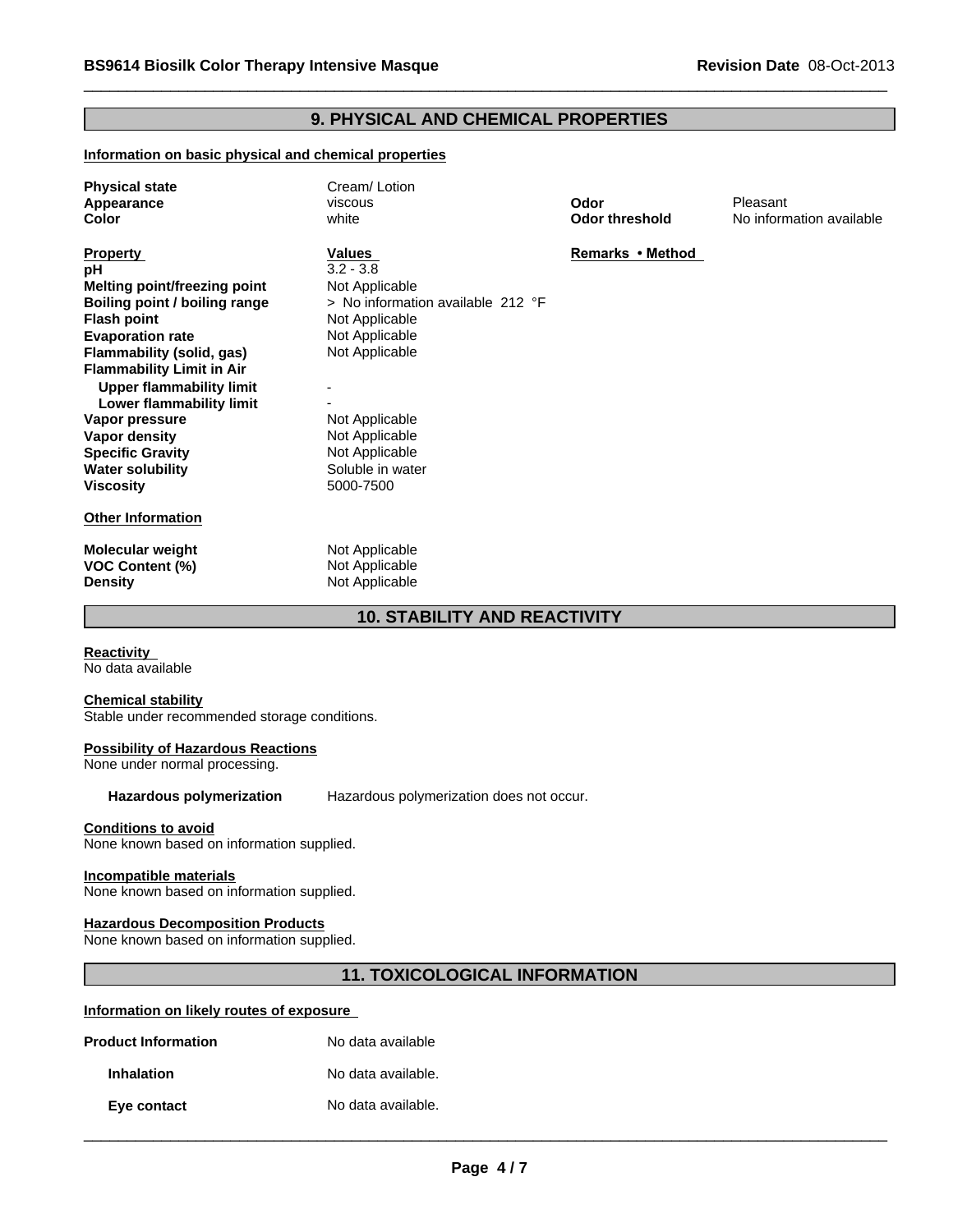## 9. PHYSICAL AND CHEMICAL PROPERTIES

**Information on basic physical and chemical properties**

| | | | |
|---|---|---|---|
| **Physical state** | Cream/ Lotion | | |
| **Appearance** | viscous | **Odor** | Pleasant |
| **Color** | white | **Odor threshold** | No information available |

| **Property** | **Values** | **Remarks • Method** |
|---|---|---|
| **pH** | 3.2 - 3.8 | |
| **Melting point/freezing point** | Not Applicable | |
| **Boiling point / boiling range** | > No information available 212 °F | |
| **Flash point** | Not Applicable | |
| **Evaporation rate** | Not Applicable | |
| **Flammability (solid, gas)** | Not Applicable | |
| **Flammability Limit in Air** | | |
| **Upper flammability limit** | - | |
| **Lower flammability limit** | - | |
| **Vapor pressure** | Not Applicable | |
| **Vapor density** | Not Applicable | |
| **Specific Gravity** | Not Applicable | |
| **Water solubility** | Soluble in water | |
| **Viscosity** | 5000-7500 | |

**Other Information**

| | |
|---|---|
| **Molecular weight** | Not Applicable |
| **VOC Content (%)** | Not Applicable |
| **Density** | Not Applicable |

## 10. STABILITY AND REACTIVITY

**Reactivity**
No data available

**Chemical stability**
Stable under recommended storage conditions.

**Possibility of Hazardous Reactions**
None under normal processing.

**Hazardous polymerization** Hazardous polymerization does not occur.

**Conditions to avoid**
None known based on information supplied.

**Incompatible materials**
None known based on information supplied.

**Hazardous Decomposition Products**
None known based on information supplied.

## 11. TOXICOLOGICAL INFORMATION

**Information on likely routes of exposure**

| | |
|---|---|
| **Product Information** | No data available |
| **Inhalation** | No data available. |
| **Eye contact** | No data available. |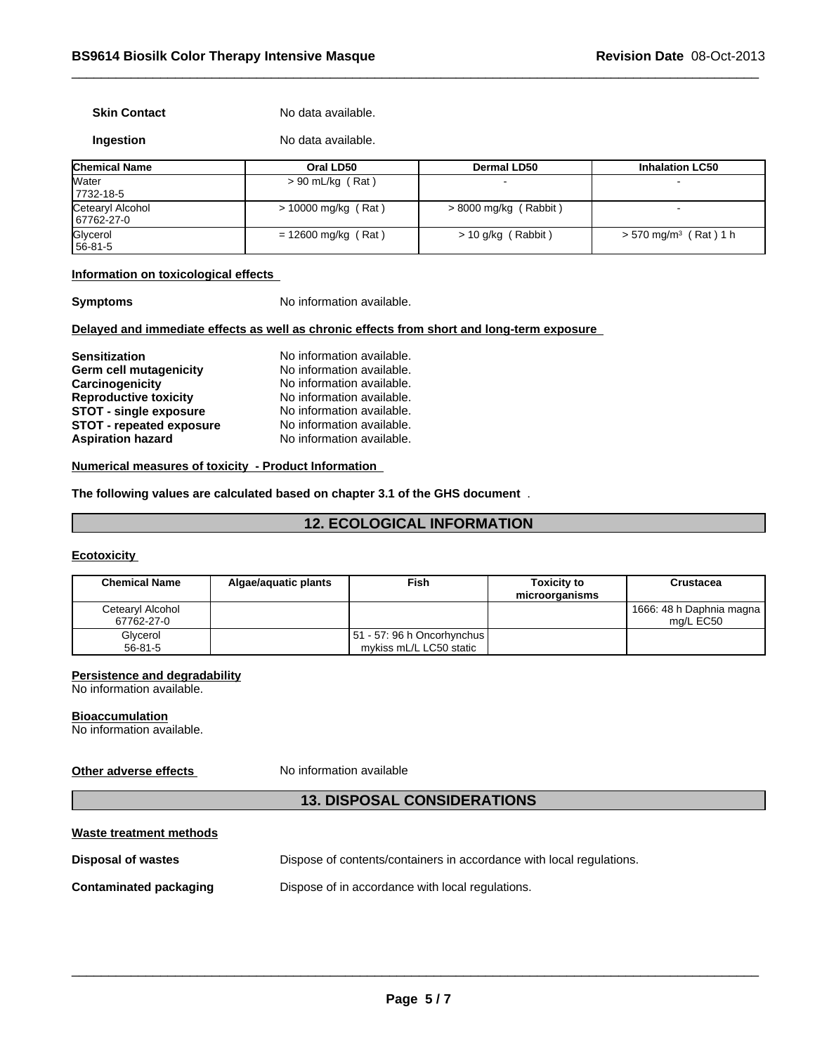**Skin Contact** No data available.

**Ingestion** No data available.

| Chemical Name | Oral LD50 | Dermal LD50 | Inhalation LC50 |
|---|---|---|---|
| Water 7732-18-5 | > 90 mL/kg ( Rat ) | - | - |
| Cetearyl Alcohol 67762-27-0 | > 10000 mg/kg ( Rat ) | > 8000 mg/kg ( Rabbit ) | - |
| Glycerol 56-81-5 | = 12600 mg/kg ( Rat ) | > 10 g/kg ( Rabbit ) | > 570 mg/m$^3$ ( Rat ) 1 h |

**Information on toxicological effects**

**Symptoms** No information available.

**Delayed and immediate effects as well as chronic effects from short and long-term exposure**

**Sensitization** No information available.
**Germ cell mutagenicity** No information available.
**Carcinogenicity** No information available.
**Reproductive toxicity** No information available.
**STOT - single exposure** No information available.
**STOT - repeated exposure** No information available.
**Aspiration hazard** No information available.

**Numerical measures of toxicity - Product Information**

**The following values are calculated based on chapter 3.1 of the GHS document** .

## 12. ECOLOGICAL INFORMATION

**Ecotoxicity**

| Chemical Name | Algae/aquatic plants | Fish | Toxicity to microorganisms | Crustacea |
|---|---|---|---|---|
| Cetearyl Alcohol 67762-27-0 | | | | 1666: 48 h Daphnia magna mg/L EC50 |
| Glycerol 56-81-5 | | 51 - 57: 96 h Oncorhynchus mykiss mL/L LC50 static | | |

**Persistence and degradability**
No information available.

**Bioaccumulation**
No information available.

**Other adverse effects** No information available

## 13. DISPOSAL CONSIDERATIONS

**Waste treatment methods**

**Disposal of wastes** Dispose of contents/containers in accordance with local regulations.

**Contaminated packaging** Dispose of in accordance with local regulations.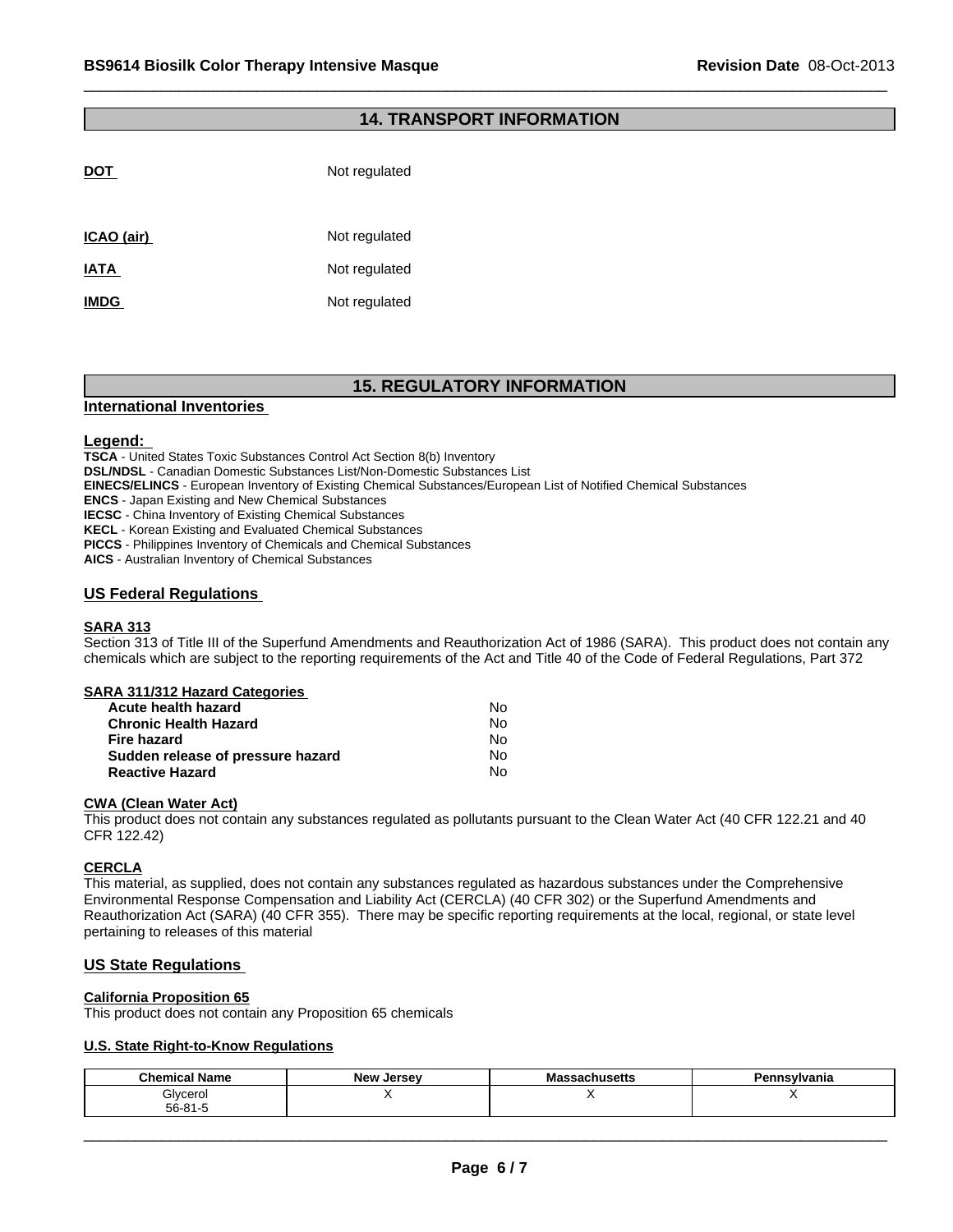## 14. TRANSPORT INFORMATION

| | |
|---|---|
| **DOT** | Not regulated |
| **ICAO (air)** | Not regulated |
| **IATA** | Not regulated |
| **IMDG** | Not regulated |

## 15. REGULATORY INFORMATION

### International Inventories

**Legend:**

**TSCA** - United States Toxic Substances Control Act Section 8(b) Inventory
**DSL/NDSL** - Canadian Domestic Substances List/Non-Domestic Substances List
**EINECS/ELINCS** - European Inventory of Existing Chemical Substances/European List of Notified Chemical Substances
**ENCS** - Japan Existing and New Chemical Substances
**IECSC** - China Inventory of Existing Chemical Substances
**KECL** - Korean Existing and Evaluated Chemical Substances
**PICCS** - Philippines Inventory of Chemicals and Chemical Substances
**AICS** - Australian Inventory of Chemical Substances

### US Federal Regulations

**SARA 313**

Section 313 of Title III of the Superfund Amendments and Reauthorization Act of 1986 (SARA). This product does not contain any chemicals which are subject to the reporting requirements of the Act and Title 40 of the Code of Federal Regulations, Part 372

**SARA 311/312 Hazard Categories**

| | |
|---|---|
| **Acute health hazard** | No |
| **Chronic Health Hazard** | No |
| **Fire hazard** | No |
| **Sudden release of pressure hazard** | No |
| **Reactive Hazard** | No |

**CWA (Clean Water Act)**

This product does not contain any substances regulated as pollutants pursuant to the Clean Water Act (40 CFR 122.21 and 40 CFR 122.42)

**CERCLA**

This material, as supplied, does not contain any substances regulated as hazardous substances under the Comprehensive Environmental Response Compensation and Liability Act (CERCLA) (40 CFR 302) or the Superfund Amendments and Reauthorization Act (SARA) (40 CFR 355). There may be specific reporting requirements at the local, regional, or state level pertaining to releases of this material

### US State Regulations

**California Proposition 65**

This product does not contain any Proposition 65 chemicals

**U.S. State Right-to-Know Regulations**

| Chemical Name | New Jersey | Massachusetts | Pennsylvania |
|---|---|---|---|
| Glycerol 56-81-5 | X | X | X |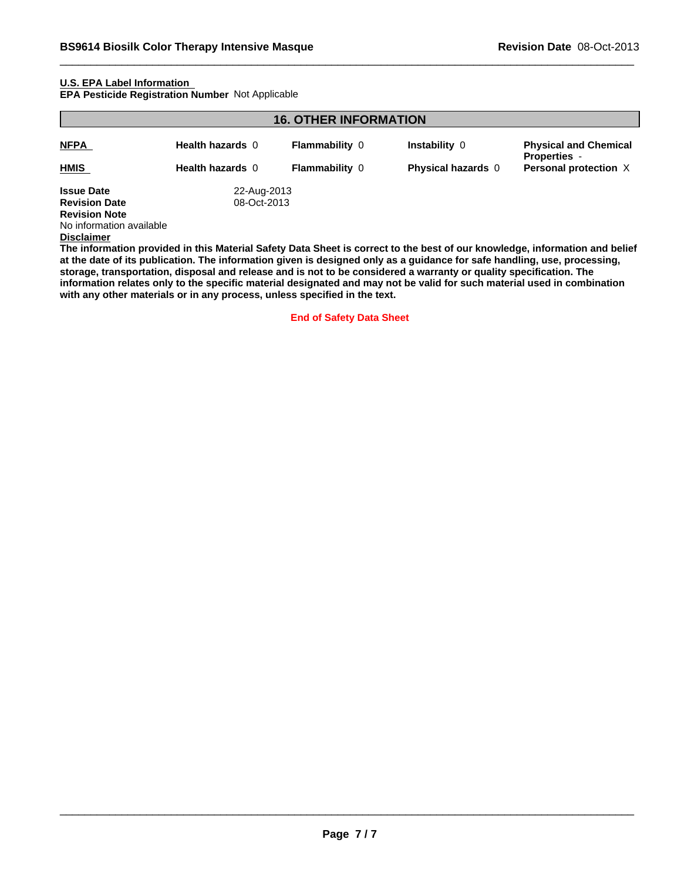**U.S. EPA Label Information**

**EPA Pesticide Registration Number** Not Applicable

## 16. OTHER INFORMATION

| | | | | |
|---|---|---|---|---|
| **NFPA** | **Health hazards** 0 | **Flammability** 0 | **Instability** 0 | **Physical and Chemical Properties** - |
| **HMIS** | **Health hazards** 0 | **Flammability** 0 | **Physical hazards** 0 | **Personal protection** X |

**Issue Date** 22-Aug-2013

**Revision Date** 08-Oct-2013

**Revision Note**

No information available

**Disclaimer**

**The information provided in this Material Safety Data Sheet is correct to the best of our knowledge, information and belief at the date of its publication. The information given is designed only as a guidance for safe handling, use, processing, storage, transportation, disposal and release and is not to be considered a warranty or quality specification. The information relates only to the specific material designated and may not be valid for such material used in combination with any other materials or in any process, unless specified in the text.**

**End of Safety Data Sheet**